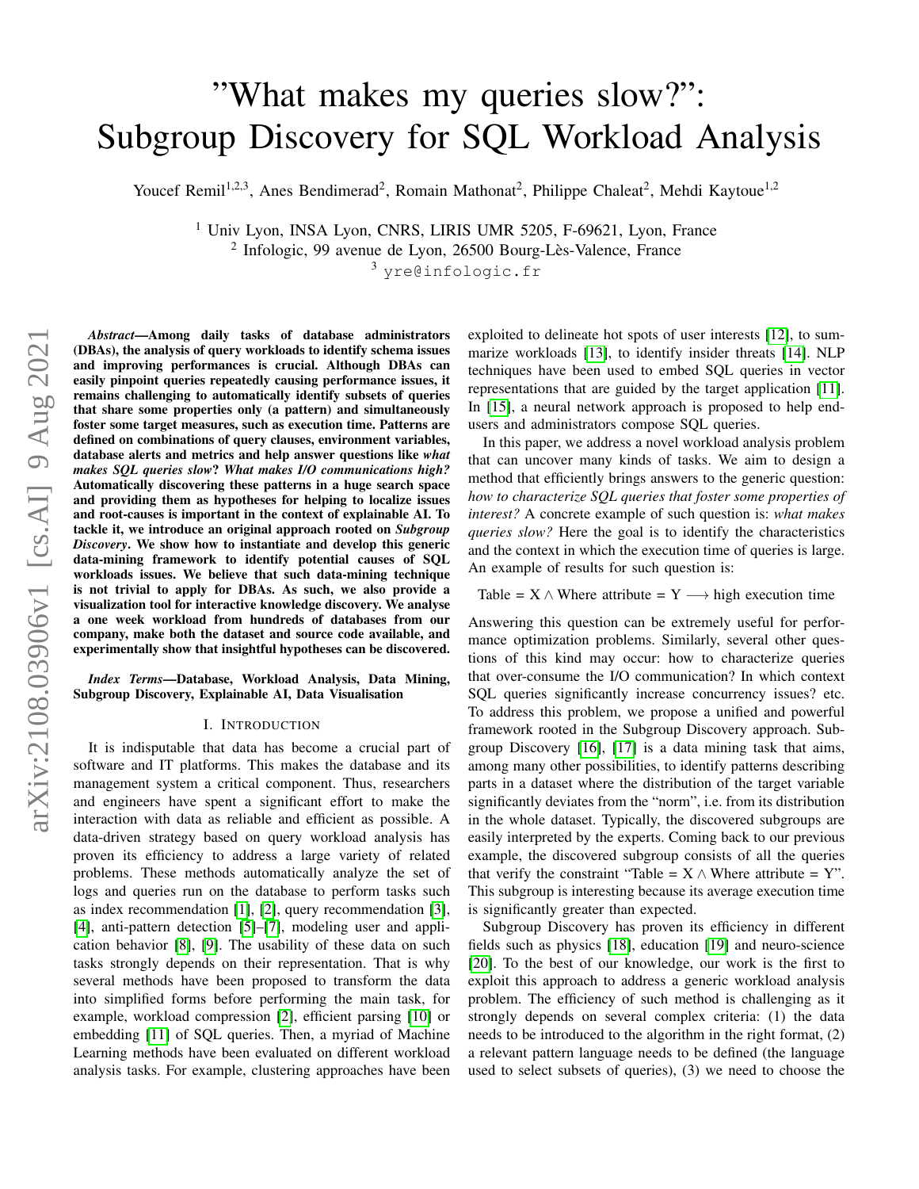# "What makes my queries slow?": Subgroup Discovery for SQL Workload Analysis

Youcef Remil[1,2,3], Anes Bendimerad[2], Romain Mathonat[2], Philippe Chaleat[2], Mehdi Kaytoue[1,2]

[1] Univ Lyon, INSA Lyon, CNRS, LIRIS UMR 5205, F-69621, Lyon, France
[2] Infologic, 99 avenue de Lyon, 26500 Bourg-Lès-Valence, France
[3] yre@infologic.fr

***Abstract*—Among daily tasks of database administrators (DBAs), the analysis of query workloads to identify schema issues and improving performances is crucial. Although DBAs can easily pinpoint queries repeatedly causing performance issues, it remains challenging to automatically identify subsets of queries that share some properties only (a pattern) and simultaneously foster some target measures, such as execution time. Patterns are defined on combinations of query clauses, environment variables, database alerts and metrics and help answer questions like *what makes SQL queries slow*? *What makes I/O communications high?* Automatically discovering these patterns in a huge search space and providing them as hypotheses for helping to localize issues and root-causes is important in the context of explainable AI. To tackle it, we introduce an original approach rooted on *Subgroup Discovery*. We show how to instantiate and develop this generic data-mining framework to identify potential causes of SQL workloads issues. We believe that such data-mining technique is not trivial to apply for DBAs. As such, we also provide a visualization tool for interactive knowledge discovery. We analyse a one week workload from hundreds of databases from our company, make both the dataset and source code available, and experimentally show that insightful hypotheses can be discovered.**

***Index Terms*—Database, Workload Analysis, Data Mining, Subgroup Discovery, Explainable AI, Data Visualisation**

## I. Introduction

It is indisputable that data has become a crucial part of software and IT platforms. This makes the database and its management system a critical component. Thus, researchers and engineers have spent a significant effort to make the interaction with data as reliable and efficient as possible. A data-driven strategy based on query workload analysis has proven its efficiency to address a large variety of related problems. These methods automatically analyze the set of logs and queries run on the database to perform tasks such as index recommendation [1], [2], query recommendation [3], [4], anti-pattern detection [5]–[7], modeling user and application behavior [8], [9]. The usability of these data on such tasks strongly depends on their representation. That is why several methods have been proposed to transform the data into simplified forms before performing the main task, for example, workload compression [2], efficient parsing [10] or embedding [11] of SQL queries. Then, a myriad of Machine Learning methods have been evaluated on different workload analysis tasks. For example, clustering approaches have been exploited to delineate hot spots of user interests [12], to summarize workloads [13], to identify insider threats [14]. NLP techniques have been used to embed SQL queries in vector representations that are guided by the target application [11]. In [15], a neural network approach is proposed to help end-users and administrators compose SQL queries.

In this paper, we address a novel workload analysis problem that can uncover many kinds of tasks. We aim to design a method that efficiently brings answers to the generic question: *how to characterize SQL queries that foster some properties of interest?* A concrete example of such question is: *what makes queries slow?* Here the goal is to identify the characteristics and the context in which the execution time of queries is large. An example of results for such question is:

$$\text{Table} = X \wedge \text{Where attribute} = Y \longrightarrow \text{high execution time}$$

Answering this question can be extremely useful for performance optimization problems. Similarly, several other questions of this kind may occur: how to characterize queries that over-consume the I/O communication? In which context SQL queries significantly increase concurrency issues? etc. To address this problem, we propose a unified and powerful framework rooted in the Subgroup Discovery approach. Subgroup Discovery [16], [17] is a data mining task that aims, among many other possibilities, to identify patterns describing parts in a dataset where the distribution of the target variable significantly deviates from the "norm", i.e. from its distribution in the whole dataset. Typically, the discovered subgroups are easily interpreted by the experts. Coming back to our previous example, the discovered subgroup consists of all the queries that verify the constraint "Table = X ∧ Where attribute = Y". This subgroup is interesting because its average execution time is significantly greater than expected.

Subgroup Discovery has proven its efficiency in different fields such as physics [18], education [19] and neuro-science [20]. To the best of our knowledge, our work is the first to exploit this approach to address a generic workload analysis problem. The efficiency of such method is challenging as it strongly depends on several complex criteria: (1) the data needs to be introduced to the algorithm in the right format, (2) a relevant pattern language needs to be defined (the language used to select subsets of queries), (3) we need to choose the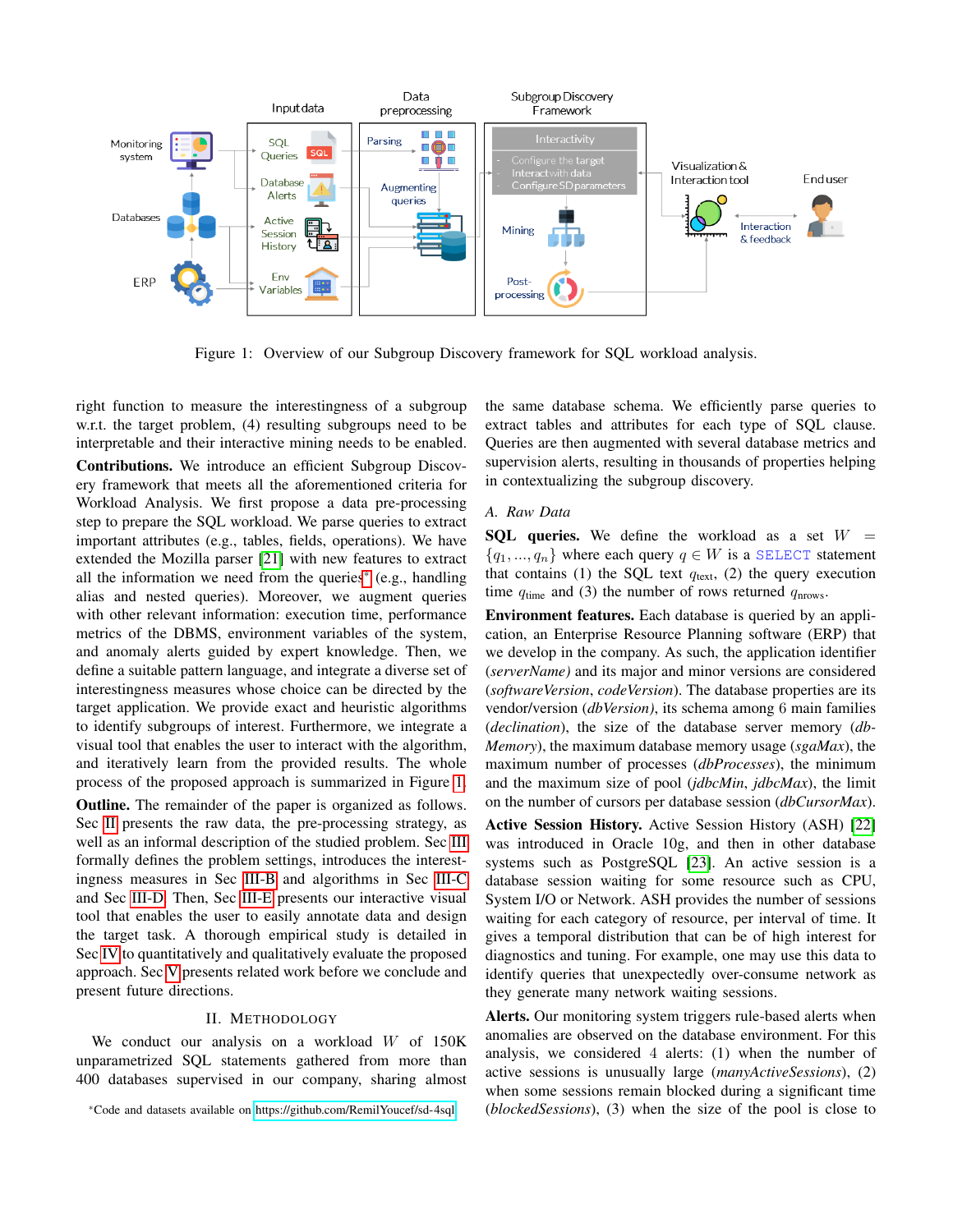Figure 1: Overview of our Subgroup Discovery framework for SQL workload analysis.

right function to measure the interestingness of a subgroup w.r.t. the target problem, (4) resulting subgroups need to be interpretable and their interactive mining needs to be enabled.

**Contributions.** We introduce an efficient Subgroup Discovery framework that meets all the aforementioned criteria for Workload Analysis. We first propose a data pre-processing step to prepare the SQL workload. We parse queries to extract important attributes (e.g., tables, fields, operations). We have extended the Mozilla parser [21] with new features to extract all the information we need from the queries* (e.g., handling alias and nested queries). Moreover, we augment queries with other relevant information: execution time, performance metrics of the DBMS, environment variables of the system, and anomaly alerts guided by expert knowledge. Then, we define a suitable pattern language, and integrate a diverse set of interestingness measures whose choice can be directed by the target application. We provide exact and heuristic algorithms to identify subgroups of interest. Furthermore, we integrate a visual tool that enables the user to interact with the algorithm, and iteratively learn from the provided results. The whole process of the proposed approach is summarized in Figure 1.

**Outline.** The remainder of the paper is organized as follows. Sec II presents the raw data, the pre-processing strategy, as well as an informal description of the studied problem. Sec III formally defines the problem settings, introduces the interestingness measures in Sec III-B and algorithms in Sec III-C and Sec III-D. Then, Sec III-E presents our interactive visual tool that enables the user to easily annotate data and design the target task. A thorough empirical study is detailed in Sec IV to quantitatively and qualitatively evaluate the proposed approach. Sec V presents related work before we conclude and present future directions.

## II. Methodology

We conduct our analysis on a workload $W$ of 150K unparametrized SQL statements gathered from more than 400 databases supervised in our company, sharing almost the same database schema. We efficiently parse queries to extract tables and attributes for each type of SQL clause. Queries are then augmented with several database metrics and supervision alerts, resulting in thousands of properties helping in contextualizing the subgroup discovery.

### A. Raw Data

**SQL queries.** We define the workload as a set $W = \{q_1, \ldots, q_n\}$ where each query $q \in W$ is a `SELECT` statement that contains (1) the SQL text $q_{\text{text}}$, (2) the query execution time $q_{\text{time}}$ and (3) the number of rows returned $q_{\text{nrows}}$.

**Environment features.** Each database is queried by an application, an Enterprise Resource Planning software (ERP) that we develop in the company. As such, the application identifier (*serverName)* and its major and minor versions are considered (*softwareVersion*, *codeVersion*). The database properties are its vendor/version (*dbVersion)*, its schema among 6 main families (*declination*), the size of the database server memory (*dbMemory*), the maximum database memory usage (*sgaMax*), the maximum number of processes (*dbProcesses*), the minimum and the maximum size of pool (*jdbcMin*, *jdbcMax*), the limit on the number of cursors per database session (*dbCursorMax*).

**Active Session History.** Active Session History (ASH) [22] was introduced in Oracle 10g, and then in other database systems such as PostgreSQL [23]. An active session is a database session waiting for some resource such as CPU, System I/O or Network. ASH provides the number of sessions waiting for each category of resource, per interval of time. It gives a temporal distribution that can be of high interest for diagnostics and tuning. For example, one may use this data to identify queries that unexpectedly over-consume network as they generate many network waiting sessions.

**Alerts.** Our monitoring system triggers rule-based alerts when anomalies are observed on the database environment. For this analysis, we considered 4 alerts: (1) when the number of active sessions is unusually large (*manyActiveSessions*), (2) when some sessions remain blocked during a significant time (*blockedSessions*), (3) when the size of the pool is close to

*Code and datasets available on https://github.com/RemilYoucef/sd-4sql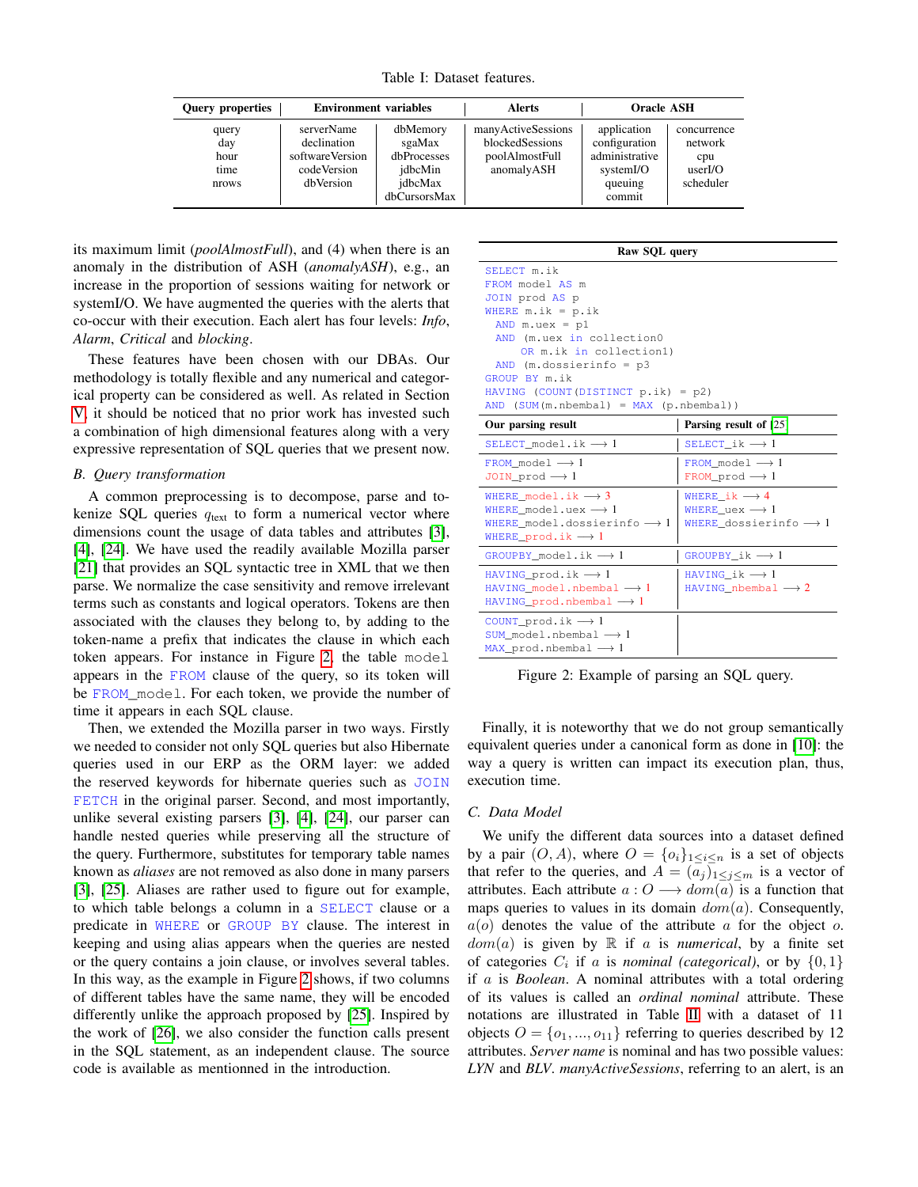Table I: Dataset features.

| Query properties | Environment variables | | Alerts | Oracle ASH | |
|---|---|---|---|---|---|
| query | serverName | dbMemory | manyActiveSessions | application | concurrence |
| day | declination | sgaMax | blockedSessions | configuration | network |
| hour | softwareVersion | dbProcesses | poolAlmostFull | administrative | cpu |
| time | codeVersion | jdbcMin | anomalyASH | systemI/O | userI/O |
| nrows | dbVersion | jdbcMax | | queuing | scheduler |
| | | dbCursorsMax | | commit | |

its maximum limit (*poolAlmostFull*), and (4) when there is an anomaly in the distribution of ASH (*anomalyASH*), e.g., an increase in the proportion of sessions waiting for network or systemI/O. We have augmented the queries with the alerts that co-occur with their execution. Each alert has four levels: *Info*, *Alarm*, *Critical* and *blocking*.

These features have been chosen with our DBAs. Our methodology is totally flexible and any numerical and categorical property can be considered as well. As related in Section V, it should be noticed that no prior work has invested such a combination of high dimensional features along with a very expressive representation of SQL queries that we present now.

### B. Query transformation

A common preprocessing is to decompose, parse and tokenize SQL queries $q_{\text{text}}$ to form a numerical vector where dimensions count the usage of data tables and attributes [3], [4], [24]. We have used the readily available Mozilla parser [21] that provides an SQL syntactic tree in XML that we then parse. We normalize the case sensitivity and remove irrelevant terms such as constants and logical operators. Tokens are then associated with the clauses they belong to, by adding to the token-name a prefix that indicates the clause in which each token appears. For instance in Figure 2, the table `model` appears in the `FROM` clause of the query, so its token will be `FROM_model`. For each token, we provide the number of time it appears in each SQL clause.

Then, we extended the Mozilla parser in two ways. Firstly we needed to consider not only SQL queries but also Hibernate queries used in our ERP as the ORM layer: we added the reserved keywords for hibernate queries such as `JOIN FETCH` in the original parser. Second, and most importantly, unlike several existing parsers [3], [4], [24], our parser can handle nested queries while preserving all the structure of the query. Furthermore, substitutes for temporary table names known as *aliases* are not removed as also done in many parsers [3], [25]. Aliases are rather used to figure out for example, to which table belongs a column in a `SELECT` clause or a predicate in `WHERE` or `GROUP BY` clause. The interest in keeping and using alias appears when the queries are nested or the query contains a join clause, or involves several tables. In this way, as the example in Figure 2 shows, if two columns of different tables have the same name, they will be encoded differently unlike the approach proposed by [25]. Inspired by the work of [26], we also consider the function calls present in the SQL statement, as an independent clause. The source code is available as mentionned in the introduction.

**Raw SQL query**

```
SELECT m.ik
FROM model AS m
JOIN prod AS p
WHERE m.ik = p.ik
  AND m.uex = p1
  AND (m.uex in collection0
      OR m.ik in collection1)
  AND (m.dossierinfo = p3
GROUP BY m.ik
HAVING (COUNT(DISTINCT p.ik) = p2)
AND (SUM(m.nbembal) = MAX (p.nbembal))
```

| Our parsing result | Parsing result of [25] |
|---|---|
| SELECT_model.ik ⟶ 1 | SELECT_ik ⟶ 1 |
| FROM_model ⟶ 1<br>JOIN_prod ⟶ 1 | FROM_model ⟶ 1<br>FROM_prod ⟶ 1 |
| WHERE_model.ik ⟶ 3<br>WHERE_model.uex ⟶ 1<br>WHERE_model.dossierinfo ⟶ 1<br>WHERE_prod.ik ⟶ 1 | WHERE_ik ⟶ 4<br>WHERE_uex ⟶ 1<br>WHERE_dossierinfo ⟶ 1 |
| GROUPBY_model.ik ⟶ 1 | GROUPBY_ik ⟶ 1 |
| HAVING_prod.ik ⟶ 1<br>HAVING_model.nbembal ⟶ 1<br>HAVING_prod.nbembal ⟶ 1 | HAVING_ik ⟶ 1<br>HAVING_nbembal ⟶ 2 |
| COUNT_prod.ik ⟶ 1<br>SUM_model.nbembal ⟶ 1<br>MAX_prod.nbembal ⟶ 1 | |

Figure 2: Example of parsing an SQL query.

Finally, it is noteworthy that we do not group semantically equivalent queries under a canonical form as done in [10]: the way a query is written can impact its execution plan, thus, execution time.

### C. Data Model

We unify the different data sources into a dataset defined by a pair $(O, A)$, where $O = \{o_i\}_{1 \leq i \leq n}$ is a set of objects that refer to the queries, and $A = (a_j)_{1 \leq j \leq m}$ is a vector of attributes. Each attribute $a : O \longrightarrow dom(a)$ is a function that maps queries to values in its domain $dom(a)$. Consequently, $a(o)$ denotes the value of the attribute $a$ for the object $o$. $dom(a)$ is given by $\mathbb{R}$ if $a$ is *numerical*, by a finite set of categories $C_i$ if $a$ is *nominal (categorical)*, or by $\{0, 1\}$ if $a$ is *Boolean*. A nominal attributes with a total ordering of its values is called an *ordinal nominal* attribute. These notations are illustrated in Table II with a dataset of 11 objects $O = \{o_1, ..., o_{11}\}$ referring to queries described by 12 attributes. *Server name* is nominal and has two possible values: *LYN* and *BLV*. *manyActiveSessions*, referring to an alert, is an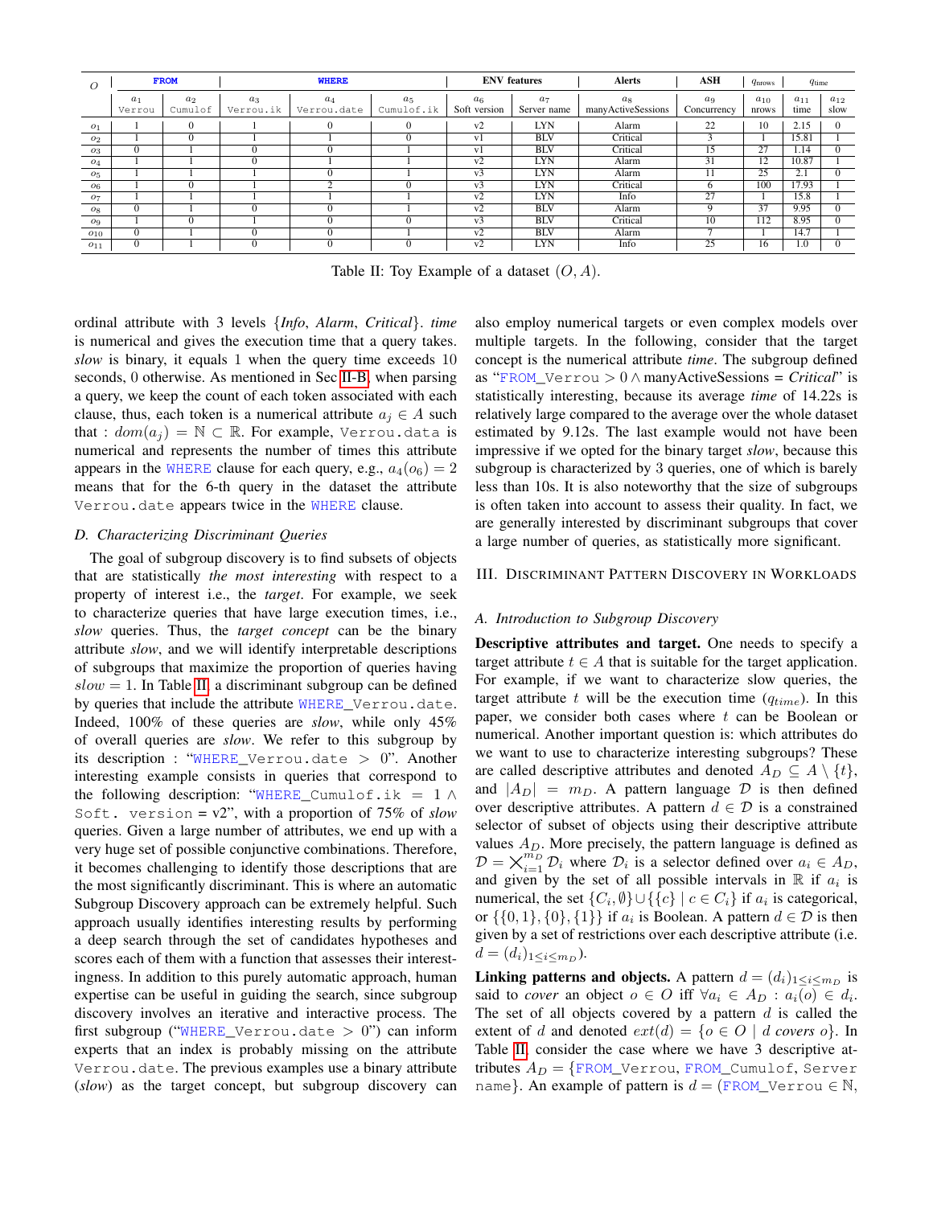| $O$ | FROM | | WHERE | | | ENV features | | Alerts | ASH | $q_{nrows}$ | $q_{time}$ | |
|---|---|---|---|---|---|---|---|---|---|---|---|---|
| | $a_1$ Verrou | $a_2$ Cumulof | $a_3$ Verrou.ik | $a_4$ Verrou.date | $a_5$ Cumulof.ik | $a_6$ Soft version | $a_7$ Server name | $a_8$ manyActiveSessions | $a_9$ Concurrency | $a_{10}$ nrows | $a_{11}$ time | $a_{12}$ slow |
| $o_1$ | 1 | 0 | 1 | 0 | 0 | v2 | LYN | Alarm | 22 | 10 | 2.15 | 0 |
| $o_2$ | 1 | 0 | 1 | 1 | 0 | v1 | BLV | Critical | 3 | 1 | 15.81 | 1 |
| $o_3$ | 0 | 1 | 0 | 0 | 1 | v1 | BLV | Critical | 15 | 27 | 1.14 | 0 |
| $o_4$ | 1 | 1 | 0 | 1 | 1 | v2 | LYN | Alarm | 31 | 12 | 10.87 | 1 |
| $o_5$ | 1 | 1 | 1 | 0 | 1 | v3 | LYN | Alarm | 11 | 25 | 2.1 | 0 |
| $o_6$ | 1 | 0 | 1 | 2 | 0 | v3 | LYN | Critical | 6 | 100 | 17.93 | 1 |
| $o_7$ | 1 | 1 | 1 | 1 | 1 | v2 | LYN | Info | 27 | 1 | 15.8 | 1 |
| $o_8$ | 0 | 1 | 0 | 0 | 1 | v2 | BLV | Alarm | 9 | 37 | 9.95 | 0 |
| $o_9$ | 1 | 0 | 1 | 0 | 0 | v3 | BLV | Critical | 10 | 112 | 8.95 | 0 |
| $o_{10}$ | 0 | 1 | 0 | 0 | 1 | v2 | BLV | Alarm | 7 | 1 | 14.7 | 1 |
| $o_{11}$ | 0 | 1 | 0 | 0 | 0 | v2 | LYN | Info | 25 | 16 | 1.0 | 0 |

Table II: Toy Example of a dataset $(O, A)$.

ordinal attribute with 3 levels {*Info*, *Alarm*, *Critical*}. *time* is numerical and gives the execution time that a query takes. *slow* is binary, it equals 1 when the query time exceeds 10 seconds, 0 otherwise. As mentioned in Sec II-B, when parsing a query, we keep the count of each token associated with each clause, thus, each token is a numerical attribute $a_j \in A$ such that : $dom(a_j) = \mathbb{N} \subset \mathbb{R}$. For example, Verrou.data is numerical and represents the number of times this attribute appears in the WHERE clause for each query, e.g., $a_4(o_6) = 2$ means that for the 6-th query in the dataset the attribute Verrou.date appears twice in the WHERE clause.

### D. Characterizing Discriminant Queries

The goal of subgroup discovery is to find subsets of objects that are statistically *the most interesting* with respect to a property of interest i.e., the *target*. For example, we seek to characterize queries that have large execution times, i.e., *slow* queries. Thus, the *target concept* can be the binary attribute *slow*, and we will identify interpretable descriptions of subgroups that maximize the proportion of queries having $slow = 1$. In Table II, a discriminant subgroup can be defined by queries that include the attribute WHERE_Verrou.date. Indeed, 100% of these queries are *slow*, while only 45% of overall queries are *slow*. We refer to this subgroup by its description : "WHERE_Verrou.date $> 0$". Another interesting example consists in queries that correspond to the following description: "WHERE_Cumulof.ik $= 1 \wedge$ Soft. version = v2", with a proportion of 75% of *slow* queries. Given a large number of attributes, we end up with a very huge set of possible conjunctive combinations. Therefore, it becomes challenging to identify those descriptions that are the most significantly discriminant. This is where an automatic Subgroup Discovery approach can be extremely helpful. Such approach usually identifies interesting results by performing a deep search through the set of candidates hypotheses and scores each of them with a function that assesses their interestingness. In addition to this purely automatic approach, human expertise can be useful in guiding the search, since subgroup discovery involves an iterative and interactive process. The first subgroup ("WHERE_Verrou.date $> 0$") can inform experts that an index is probably missing on the attribute Verrou.date. The previous examples use a binary attribute (*slow*) as the target concept, but subgroup discovery can also employ numerical targets or even complex models over multiple targets. In the following, consider that the target concept is the numerical attribute *time*. The subgroup defined as "FROM_Verrou $> 0 \wedge$ manyActiveSessions = *Critical*" is statistically interesting, because its average *time* of 14.22s is relatively large compared to the average over the whole dataset estimated by 9.12s. The last example would not have been impressive if we opted for the binary target *slow*, because this subgroup is characterized by 3 queries, one of which is barely less than 10s. It is also noteworthy that the size of subgroups is often taken into account to assess their quality. In fact, we are generally interested by discriminant subgroups that cover a large number of queries, as statistically more significant.

## III. Discriminant Pattern Discovery in Workloads

### A. Introduction to Subgroup Discovery

**Descriptive attributes and target.** One needs to specify a target attribute $t \in A$ that is suitable for the target application. For example, if we want to characterize slow queries, the target attribute $t$ will be the execution time ($q_{time}$). In this paper, we consider both cases where $t$ can be Boolean or numerical. Another important question is: which attributes do we want to use to characterize interesting subgroups? These are called descriptive attributes and denoted $A_D \subseteq A \setminus \{t\}$, and $|A_D| = m_D$. A pattern language $\mathcal{D}$ is then defined over descriptive attributes. A pattern $d \in \mathcal{D}$ is a constrained selector of subset of objects using their descriptive attribute values $A_D$. More precisely, the pattern language is defined as $\mathcal{D} = \bigtimes_{i=1}^{m_D} \mathcal{D}_i$ where $\mathcal{D}_i$ is a selector defined over $a_i \in A_D$, and given by the set of all possible intervals in $\mathbb{R}$ if $a_i$ is numerical, the set $\{C_i, \emptyset\} \cup \{\{c\} \mid c \in C_i\}$ if $a_i$ is categorical, or $\{\{0,1\}, \{0\}, \{1\}\}$ if $a_i$ is Boolean. A pattern $d \in \mathcal{D}$ is then given by a set of restrictions over each descriptive attribute (i.e. $d = (d_i)_{1 \leq i \leq m_D}$).

**Linking patterns and objects.** A pattern $d = (d_i)_{1 \leq i \leq m_D}$ is said to *cover* an object $o \in O$ iff $\forall a_i \in A_D : a_i(o) \in d_i$. The set of all objects covered by a pattern $d$ is called the extent of $d$ and denoted $ext(d) = \{o \in O \mid d \textit{ covers } o\}$. In Table II, consider the case where we have 3 descriptive attributes $A_D = \{$FROM_Verrou, FROM_Cumulof, Server name$\}$. An example of pattern is $d = ($FROM_Verrou $\in \mathbb{N}$,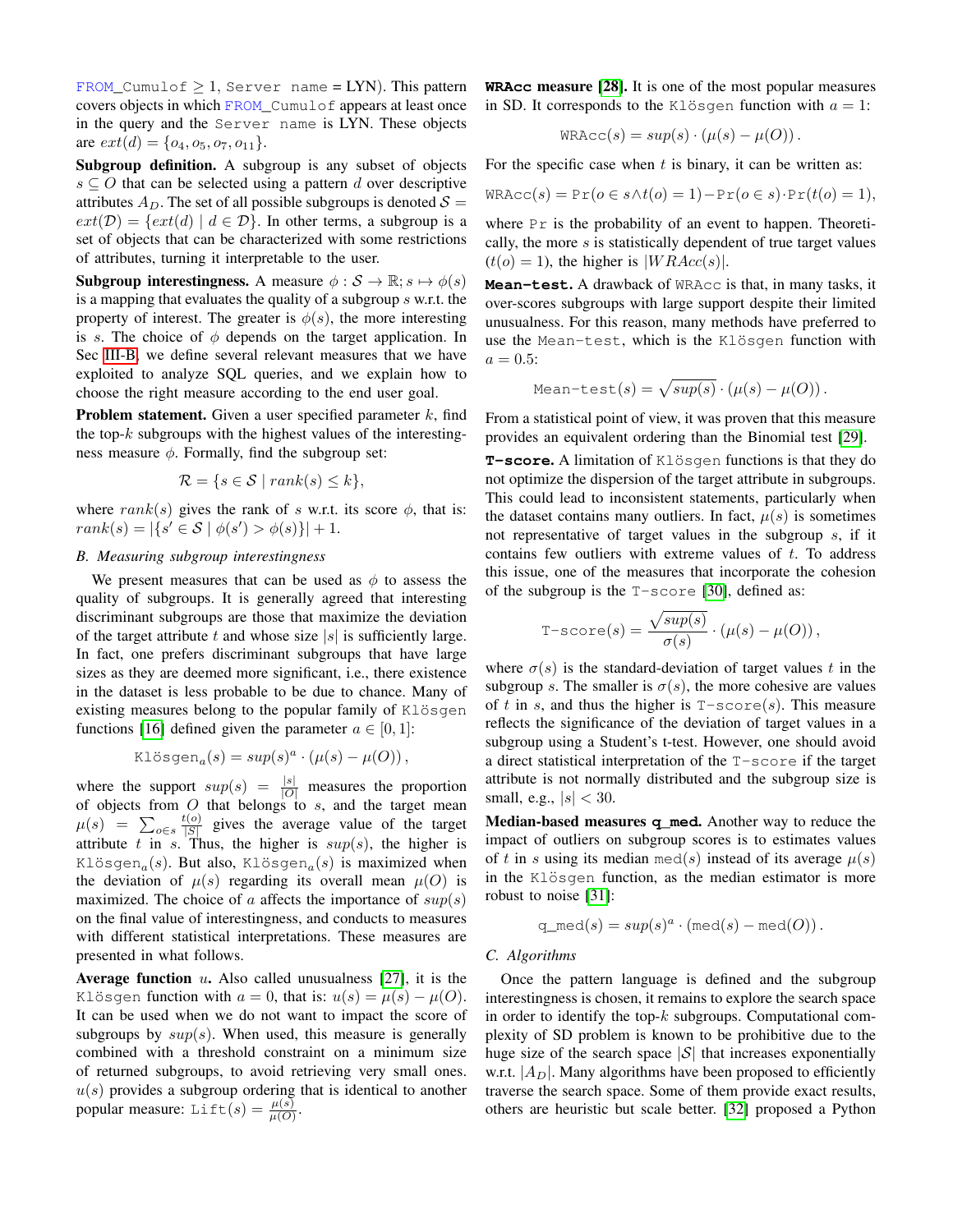FROM_Cumulof $\geq 1$, Server name = LYN). This pattern covers objects in which FROM_Cumulof appears at least once in the query and the Server name is LYN. These objects are $ext(d) = \{o_4, o_5, o_7, o_{11}\}$.

**Subgroup definition.** A subgroup is any subset of objects $s \subseteq O$ that can be selected using a pattern $d$ over descriptive attributes $A_D$. The set of all possible subgroups is denoted $\mathcal{S} = ext(\mathcal{D}) = \{ext(d) \mid d \in \mathcal{D}\}$. In other terms, a subgroup is a set of objects that can be characterized with some restrictions of attributes, turning it interpretable to the user.

**Subgroup interestingness.** A measure $\phi : \mathcal{S} \to \mathbb{R}; s \mapsto \phi(s)$ is a mapping that evaluates the quality of a subgroup $s$ w.r.t. the property of interest. The greater is $\phi(s)$, the more interesting is $s$. The choice of $\phi$ depends on the target application. In Sec III-B, we define several relevant measures that we have exploited to analyze SQL queries, and we explain how to choose the right measure according to the end user goal.

**Problem statement.** Given a user specified parameter $k$, find the top-$k$ subgroups with the highest values of the interestingness measure $\phi$. Formally, find the subgroup set:

$$\mathcal{R} = \{s \in \mathcal{S} \mid rank(s) \leq k\},$$

where $rank(s)$ gives the rank of $s$ w.r.t. its score $\phi$, that is: $rank(s) = |\{s' \in \mathcal{S} \mid \phi(s') > \phi(s)\}| + 1$.

### B. Measuring subgroup interestingness

We present measures that can be used as $\phi$ to assess the quality of subgroups. It is generally agreed that interesting discriminant subgroups are those that maximize the deviation of the target attribute $t$ and whose size $|s|$ is sufficiently large. In fact, one prefers discriminant subgroups that have large sizes as they are deemed more significant, i.e., there existence in the dataset is less probable to be due to chance. Many of existing measures belong to the popular family of Klösgen functions [16] defined given the parameter $a \in [0, 1]$:

$$\text{Klösgen}_a(s) = sup(s)^a \cdot (\mu(s) - \mu(O)),$$

where the support $sup(s) = \frac{|s|}{|O|}$ measures the proportion of objects from $O$ that belongs to $s$, and the target mean $\mu(s) = \sum_{o \in s} \frac{t(o)}{|S|}$ gives the average value of the target attribute $t$ in $s$. Thus, the higher is $sup(s)$, the higher is $\text{Klösgen}_a(s)$. But also, $\text{Klösgen}_a(s)$ is maximized when the deviation of $\mu(s)$ regarding its overall mean $\mu(O)$ is maximized. The choice of $a$ affects the importance of $sup(s)$ on the final value of interestingness, and conducts to measures with different statistical interpretations. These measures are presented in what follows.

**Average function $u$.** Also called unusualness [27], it is the Klösgen function with $a = 0$, that is: $u(s) = \mu(s) - \mu(O)$. It can be used when we do not want to impact the score of subgroups by $sup(s)$. When used, this measure is generally combined with a threshold constraint on a minimum size of returned subgroups, to avoid retrieving very small ones. $u(s)$ provides a subgroup ordering that is identical to another popular measure: $\text{Lift}(s) = \frac{\mu(s)}{\mu(O)}$.

**WRAcc measure [28].** It is one of the most popular measures in SD. It corresponds to the Klösgen function with $a = 1$:

$$\text{WRAcc}(s) = sup(s) \cdot (\mu(s) - \mu(O)).$$

For the specific case when $t$ is binary, it can be written as:

$$\text{WRAcc}(s) = \text{Pr}(o \in s \wedge t(o) = 1) - \text{Pr}(o \in s) \cdot \text{Pr}(t(o) = 1),$$

where Pr is the probability of an event to happen. Theoretically, the more $s$ is statistically dependent of true target values ($t(o) = 1$), the higher is $|WRAcc(s)|$.

**Mean-test.** A drawback of WRAcc is that, in many tasks, it over-scores subgroups with large support despite their limited unusualness. For this reason, many methods have preferred to use the Mean-test, which is the Klösgen function with $a = 0.5$:

$$\text{Mean-test}(s) = \sqrt{sup(s)} \cdot (\mu(s) - \mu(O)).$$

From a statistical point of view, it was proven that this measure provides an equivalent ordering than the Binomial test [29].

**T-score.** A limitation of Klösgen functions is that they do not optimize the dispersion of the target attribute in subgroups. This could lead to inconsistent statements, particularly when the dataset contains many outliers. In fact, $\mu(s)$ is sometimes not representative of target values in the subgroup $s$, if it contains few outliers with extreme values of $t$. To address this issue, one of the measures that incorporate the cohesion of the subgroup is the T-score [30], defined as:

$$\text{T-score}(s) = \frac{\sqrt{sup(s)}}{\sigma(s)} \cdot (\mu(s) - \mu(O)),$$

where $\sigma(s)$ is the standard-deviation of target values $t$ in the subgroup $s$. The smaller is $\sigma(s)$, the more cohesive are values of $t$ in $s$, and thus the higher is $\text{T-score}(s)$. This measure reflects the significance of the deviation of target values in a subgroup using a Student's t-test. However, one should avoid a direct statistical interpretation of the T-score if the target attribute is not normally distributed and the subgroup size is small, e.g., $|s| < 30$.

**Median-based measures q_med.** Another way to reduce the impact of outliers on subgroup scores is to estimates values of $t$ in $s$ using its median $\text{med}(s)$ instead of its average $\mu(s)$ in the Klösgen function, as the median estimator is more robust to noise [31]:

$$\text{q\_med}(s) = sup(s)^a \cdot (\text{med}(s) - \text{med}(O)).$$

### C. Algorithms

Once the pattern language is defined and the subgroup interestingness is chosen, it remains to explore the search space in order to identify the top-$k$ subgroups. Computational complexity of SD problem is known to be prohibitive due to the huge size of the search space $|\mathcal{S}|$ that increases exponentially w.r.t. $|A_D|$. Many algorithms have been proposed to efficiently traverse the search space. Some of them provide exact results, others are heuristic but scale better. [32] proposed a Python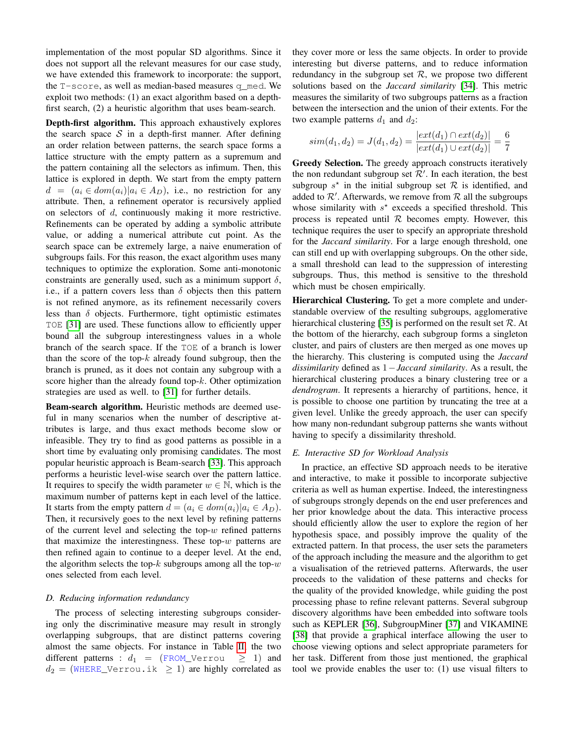implementation of the most popular SD algorithms. Since it does not support all the relevant measures for our case study, we have extended this framework to incorporate: the support, the `T-score`, as well as median-based measures `q_med`. We exploit two methods: (1) an exact algorithm based on a depth-first search, (2) a heuristic algorithm that uses beam-search.

**Depth-first algorithm.** This approach exhaustively explores the search space $\mathcal{S}$ in a depth-first manner. After defining an order relation between patterns, the search space forms a lattice structure with the empty pattern as a supremum and the pattern containing all the selectors as infimum. Then, this lattice is explored in depth. We start from the empty pattern $d = (a_i \in dom(a_i) | a_i \in A_D)$, i.e., no restriction for any attribute. Then, a refinement operator is recursively applied on selectors of $d$, continuously making it more restrictive. Refinements can be operated by adding a symbolic attribute value, or adding a numerical attribute cut point. As the search space can be extremely large, a naive enumeration of subgroups fails. For this reason, the exact algorithm uses many techniques to optimize the exploration. Some anti-monotonic constraints are generally used, such as a minimum support $\delta$, i.e., if a pattern covers less than $\delta$ objects then this pattern is not refined anymore, as its refinement necessarily covers less than $\delta$ objects. Furthermore, tight optimistic estimates `TOE` [31] are used. These functions allow to efficiently upper bound all the subgroup interestingness values in a whole branch of the search space. If the `TOE` of a branch is lower than the score of the top-$k$ already found subgroup, then the branch is pruned, as it does not contain any subgroup with a score higher than the already found top-$k$. Other optimization strategies are used as well. to [31] for further details.

**Beam-search algorithm.** Heuristic methods are deemed useful in many scenarios when the number of descriptive attributes is large, and thus exact methods become slow or infeasible. They try to find as good patterns as possible in a short time by evaluating only promising candidates. The most popular heuristic approach is Beam-search [33]. This approach performs a heuristic level-wise search over the pattern lattice. It requires to specify the width parameter $w \in \mathbb{N}$, which is the maximum number of patterns kept in each level of the lattice. It starts from the empty pattern $d = (a_i \in dom(a_i) | a_i \in A_D)$. Then, it recursively goes to the next level by refining patterns of the current level and selecting the top-$w$ refined patterns that maximize the interestingness. These top-$w$ patterns are then refined again to continue to a deeper level. At the end, the algorithm selects the top-$k$ subgroups among all the top-$w$ ones selected from each level.

### *D. Reducing information redundancy*

The process of selecting interesting subgroups considering only the discriminative measure may result in strongly overlapping subgroups, that are distinct patterns covering almost the same objects. For instance in Table II, the two different patterns : $d_1$ = (`FROM_Verrou` $\geq$ 1) and $d_2$ = (`WHERE_Verrou.ik` $\geq$ 1) are highly correlated as they cover more or less the same objects. In order to provide interesting but diverse patterns, and to reduce information redundancy in the subgroup set $\mathcal{R}$, we propose two different solutions based on the *Jaccard similarity* [34]. This metric measures the similarity of two subgroups patterns as a fraction between the intersection and the union of their extents. For the two example patterns $d_1$ and $d_2$:

$$sim(d_1, d_2) = J(d_1, d_2) = \frac{|ext(d_1) \cap ext(d_2)|}{|ext(d_1) \cup ext(d_2)|} = \frac{6}{7}$$

**Greedy Selection.** The greedy approach constructs iteratively the non redundant subgroup set $\mathcal{R}'$. In each iteration, the best subgroup $s^\star$ in the initial subgroup set $\mathcal{R}$ is identified, and added to $\mathcal{R}'$. Afterwards, we remove from $\mathcal{R}$ all the subgroups whose similarity with $s^\star$ exceeds a specified threshold. This process is repeated until $\mathcal{R}$ becomes empty. However, this technique requires the user to specify an appropriate threshold for the *Jaccard similarity*. For a large enough threshold, one can still end up with overlapping subgroups. On the other side, a small threshold can lead to the suppression of interesting subgroups. Thus, this method is sensitive to the threshold which must be chosen empirically.

**Hierarchical Clustering.** To get a more complete and understandable overview of the resulting subgroups, agglomerative hierarchical clustering [35] is performed on the result set $\mathcal{R}$. At the bottom of the hierarchy, each subgroup forms a singleton cluster, and pairs of clusters are then merged as one moves up the hierarchy. This clustering is computed using the *Jaccard dissimilarity* defined as $1 -$ *Jaccard similarity*. As a result, the hierarchical clustering produces a binary clustering tree or a *dendrogram*. It represents a hierarchy of partitions, hence, it is possible to choose one partition by truncating the tree at a given level. Unlike the greedy approach, the user can specify how many non-redundant subgroup patterns she wants without having to specify a dissimilarity threshold.

### *E. Interactive SD for Workload Analysis*

In practice, an effective SD approach needs to be iterative and interactive, to make it possible to incorporate subjective criteria as well as human expertise. Indeed, the interestingness of subgroups strongly depends on the end user preferences and her prior knowledge about the data. This interactive process should efficiently allow the user to explore the region of her hypothesis space, and possibly improve the quality of the extracted pattern. In that process, the user sets the parameters of the approach including the measure and the algorithm to get a visualisation of the retrieved patterns. Afterwards, the user proceeds to the validation of these patterns and checks for the quality of the provided knowledge, while guiding the post processing phase to refine relevant patterns. Several subgroup discovery algorithms have been embedded into software tools such as KEPLER [36], SubgroupMiner [37] and VIKAMINE [38] that provide a graphical interface allowing the user to choose viewing options and select appropriate parameters for her task. Different from those just mentioned, the graphical tool we provide enables the user to: (1) use visual filters to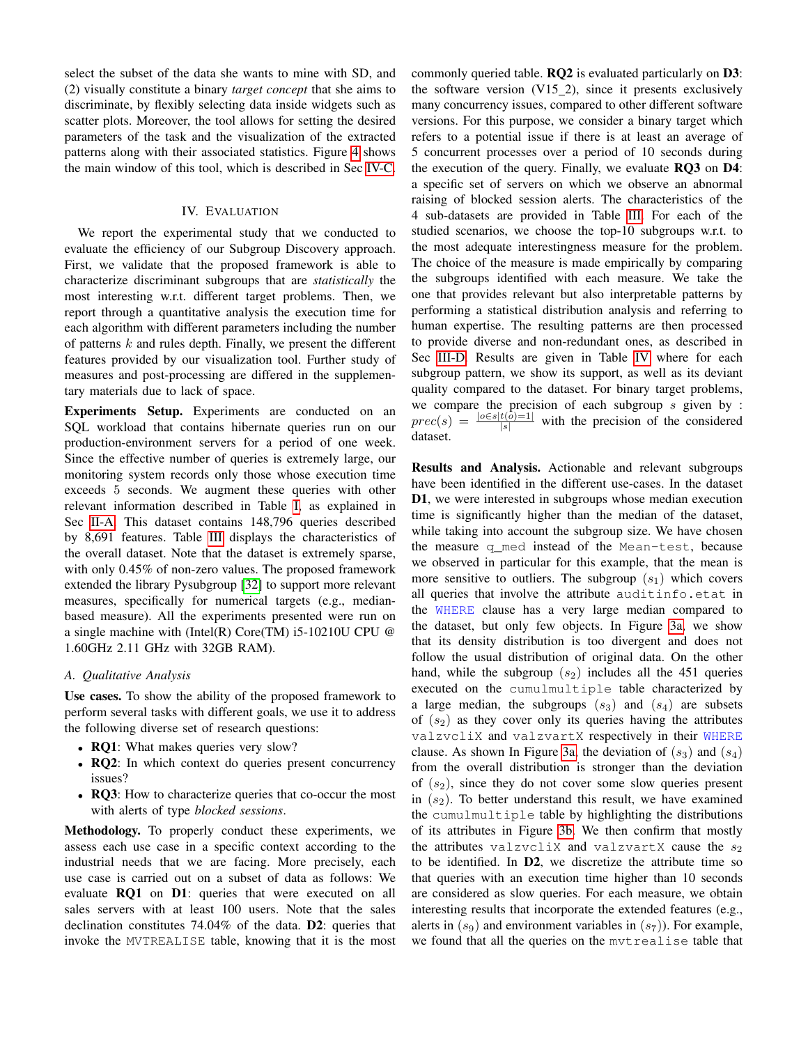select the subset of the data she wants to mine with SD, and (2) visually constitute a binary *target concept* that she aims to discriminate, by flexibly selecting data inside widgets such as scatter plots. Moreover, the tool allows for setting the desired parameters of the task and the visualization of the extracted patterns along with their associated statistics. Figure 4 shows the main window of this tool, which is described in Sec IV-C.

## IV. Evaluation

We report the experimental study that we conducted to evaluate the efficiency of our Subgroup Discovery approach. First, we validate that the proposed framework is able to characterize discriminant subgroups that are *statistically* the most interesting w.r.t. different target problems. Then, we report through a quantitative analysis the execution time for each algorithm with different parameters including the number of patterns $k$ and rules depth. Finally, we present the different features provided by our visualization tool. Further study of measures and post-processing are differed in the supplementary materials due to lack of space.

**Experiments Setup.** Experiments are conducted on an SQL workload that contains hibernate queries run on our production-environment servers for a period of one week. Since the effective number of queries is extremely large, our monitoring system records only those whose execution time exceeds 5 seconds. We augment these queries with other relevant information described in Table I, as explained in Sec II-A. This dataset contains 148,796 queries described by 8,691 features. Table III displays the characteristics of the overall dataset. Note that the dataset is extremely sparse, with only 0.45% of non-zero values. The proposed framework extended the library Pysubgroup [32] to support more relevant measures, specifically for numerical targets (e.g., median-based measure). All the experiments presented were run on a single machine with (Intel(R) Core(TM) i5-10210U CPU @ 1.60GHz 2.11 GHz with 32GB RAM).

### A. Qualitative Analysis

**Use cases.** To show the ability of the proposed framework to perform several tasks with different goals, we use it to address the following diverse set of research questions:

- **RQ1**: What makes queries very slow?
- **RQ2**: In which context do queries present concurrency issues?
- **RQ3**: How to characterize queries that co-occur the most with alerts of type *blocked sessions*.

**Methodology.** To properly conduct these experiments, we assess each use case in a specific context according to the industrial needs that we are facing. More precisely, each use case is carried out on a subset of data as follows: We evaluate **RQ1** on **D1**: queries that were executed on all sales servers with at least 100 users. Note that the sales declination constitutes 74.04% of the data. **D2**: queries that invoke the `MVTREALISE` table, knowing that it is the most commonly queried table. **RQ2** is evaluated particularly on **D3**: the software version (V15_2), since it presents exclusively many concurrency issues, compared to other different software versions. For this purpose, we consider a binary target which refers to a potential issue if there is at least an average of 5 concurrent processes over a period of 10 seconds during the execution of the query. Finally, we evaluate **RQ3** on **D4**: a specific set of servers on which we observe an abnormal raising of blocked session alerts. The characteristics of the 4 sub-datasets are provided in Table III. For each of the studied scenarios, we choose the top-10 subgroups w.r.t. to the most adequate interestingness measure for the problem. The choice of the measure is made empirically by comparing the subgroups identified with each measure. We take the one that provides relevant but also interpretable patterns by performing a statistical distribution analysis and referring to human expertise. The resulting patterns are then processed to provide diverse and non-redundant ones, as described in Sec III-D. Results are given in Table IV where for each subgroup pattern, we show its support, as well as its deviant quality compared to the dataset. For binary target problems, we compare the precision of each subgroup $s$ given by : $prec(s) = \frac{|o \in s | t(o)=1|}{|s|}$ with the precision of the considered dataset.

**Results and Analysis.** Actionable and relevant subgroups have been identified in the different use-cases. In the dataset **D1**, we were interested in subgroups whose median execution time is significantly higher than the median of the dataset, while taking into account the subgroup size. We have chosen the measure `q_med` instead of the `Mean-test`, because we observed in particular for this example, that the mean is more sensitive to outliers. The subgroup $(s_1)$ which covers all queries that involve the attribute `auditinfo.etat` in the `WHERE` clause has a very large median compared to the dataset, but only few objects. In Figure 3a, we show that its density distribution is too divergent and does not follow the usual distribution of original data. On the other hand, while the subgroup $(s_2)$ includes all the 451 queries executed on the `cumulmultiple` table characterized by a large median, the subgroups $(s_3)$ and $(s_4)$ are subsets of $(s_2)$ as they cover only its queries having the attributes `valzvcliX` and `valzvartX` respectively in their `WHERE` clause. As shown In Figure 3a, the deviation of $(s_3)$ and $(s_4)$ from the overall distribution is stronger than the deviation of $(s_2)$, since they do not cover some slow queries present in $(s_2)$. To better understand this result, we have examined the `cumulmultiple` table by highlighting the distributions of its attributes in Figure 3b. We then confirm that mostly the attributes `valzvcliX` and `valzvartX` cause the $s_2$ to be identified. In **D2**, we discretize the attribute time so that queries with an execution time higher than 10 seconds are considered as slow queries. For each measure, we obtain interesting results that incorporate the extended features (e.g., alerts in $(s_9)$ and environment variables in $(s_7)$). For example, we found that all the queries on the `mvtrealise` table that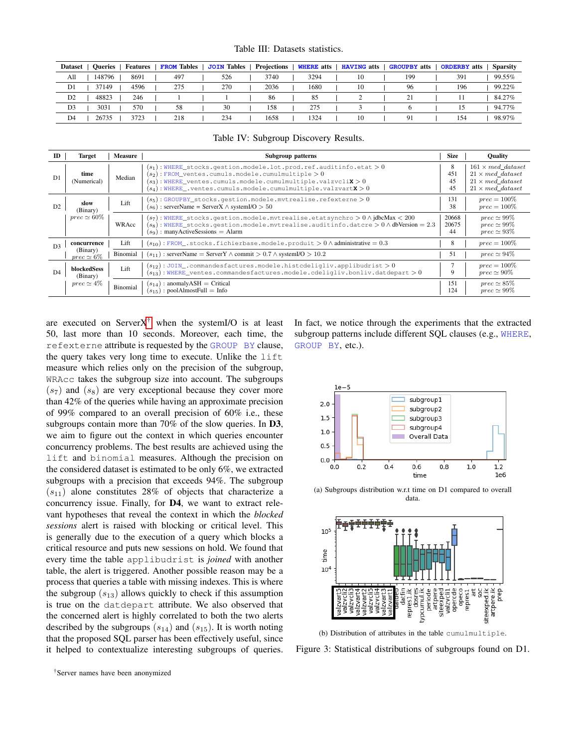Table III: Datasets statistics.

| Dataset | Queries | Features | FROM Tables | JOIN Tables | Projections | WHERE atts | HAVING atts | GROUPBY atts | ORDERBY atts | Sparsity |
|---|---|---|---|---|---|---|---|---|---|---|
| All | 148796 | 8691 | 497 | 526 | 3740 | 3294 | 10 | 199 | 391 | 99.55% |
| D1 | 37149 | 4596 | 275 | 270 | 2036 | 1680 | 10 | 96 | 196 | 99.22% |
| D2 | 48823 | 246 | 1 | 1 | 86 | 85 | 2 | 21 | 11 | 84.27% |
| D3 | 3031 | 570 | 58 | 30 | 158 | 275 | 3 | 6 | 15 | 94.77% |
| D4 | 26735 | 3723 | 218 | 234 | 1658 | 1324 | 10 | 91 | 154 | 98.97% |

Table IV: Subgroup Discovery Results.

| ID | Target | Measure | Subgroup patterns | Size | Quality |
|---|---|---|---|---|---|
| D1 | **time** (Numerical) | Median | $(s_1)$ : WHERE_stocks.gestion.modele.lot.prod.ref.auditinfo.etat $> 0$ | 8 | $161 \times med\_dataset$ |
| | | | $(s_2)$ : FROM_ventes.cumuls.modele.cumulmultiple $> 0$ | 451 | $21 \times med\_dataset$ |
| | | | $(s_3)$ : WHERE_ventes.cumuls.modele.cumulmultiple.valzvcli**x** $> 0$ | 45 | $21 \times med\_dataset$ |
| | | | $(s_4)$ : WHERE_.ventes.cumuls.modele.cumulmultiple.valzvart**x** $> 0$ | 45 | $21 \times med\_dataset$ |
| D2 | **slow** (Binary) $prec \simeq 60\%$ | Lift | $(s_5)$ : GROUPBY_stocks.gestion.modele.mvtrealise.refexterne $> 0$ | 131 | $prec = 100\%$ |
| | | | $(s_6)$ : serverName = ServerX $\wedge$ systemI/O $> 50$ | 38 | $prec = 100\%$ |
| | | WRAcc | $(s_7)$ : WHERE_stocks.gestion.modele.mvtrealise.etatsynchro $> 0 \wedge$ jdbcMax $< 200$ | 20668 | $prec \simeq 99\%$ |
| | | | $(s_8)$ : WHERE_stocks.gestion.modele.mvtrealise.auditinfo.datcre $> 0 \wedge$ dbVersion $= 2.3$ | 20675 | $prec \simeq 99\%$ |
| | | | $(s_9)$ : manyActiveSessions = Alarm | 44 | $prec \simeq 93\%$ |
| D3 | **concurrence** (Binary) $prec \simeq 6\%$ | Lift | $(s_{10})$ : FROM_.stocks.fichierbase.modele.produit $> 0 \wedge$ administrative $= 0.3$ | 8 | $prec = 100\%$ |
| | | Binomial | $(s_{11})$ : serverName = ServerY $\wedge$ commit $> 0.7 \wedge$ systemI/O $> 10.2$ | 51 | $prec \simeq 94\%$ |
| D4 | **blockedSess** (Binary) $prec \simeq 4\%$ | Lift | $(s_{12})$ : JOIN_.commandesfactures.modele.histcdeligliv.applibudrist $> 0$ | 7 | $prec = 100\%$ |
| | | | $(s_{13})$ : WHERE_ventes.commandesfactures.modele.cdeligliv.bonliv.datdepart $> 0$ | 9 | $prec \simeq 90\%$ |
| | | Binomial | $(s_{14})$ : anomalyASH = Critical | 151 | $prec \simeq 85\%$ |
| | | | $(s_{15})$ : poolAlmostFull = Info | 124 | $prec \simeq 99\%$ |

are executed on ServerX[†] when the systemI/O is at least 50, last more than 10 seconds. Moreover, each time, the refexterne attribute is requested by the GROUP BY clause, the query takes very long time to execute. Unlike the lift measure which relies only on the precision of the subgroup, WRAcc takes the subgroup size into account. The subgroups $(s_7)$ and $(s_8)$ are very exceptional because they cover more than 42% of the queries while having an approximate precision of 99% compared to an overall precision of 60% i.e., these subgroups contain more than 70% of the slow queries. In **D3**, we aim to figure out the context in which queries encounter concurrency problems. The best results are achieved using the lift and binomial measures. Although the precision on the considered dataset is estimated to be only 6%, we extracted subgroups with a precision that exceeds 94%. The subgroup $(s_{11})$ alone constitutes 28% of objects that characterize a concurrency issue. Finally, for **D4**, we want to extract relevant hypotheses that reveal the context in which the *blocked sessions* alert is raised with blocking or critical level. This is generally due to the execution of a query which blocks a critical resource and puts new sessions on hold. We found that every time the table applibudrist is *joined* with another table, the alert is triggered. Another possible reason may be a process that queries a table with missing indexes. This is where the subgroup $(s_{13})$ allows quickly to check if this assumption is true on the datdepart attribute. We also observed that the concerned alert is highly correlated to both the two alerts described by the subgroups $(s_{14})$ and $(s_{15})$. It is worth noting that the proposed SQL parser has been effectively useful, since it helped to contextualize interesting subgroups of queries. In fact, we notice through the experiments that the extracted subgroup patterns include different SQL clauses (e.g., WHERE, GROUP BY, etc.).

(a) Subgroups distribution w.r.t time on D1 compared to overall data.

(b) Distribution of attributes in the table cumulmultiple.

Figure 3: Statistical distributions of subgroups found on D1.

[†]Server names have been anonymized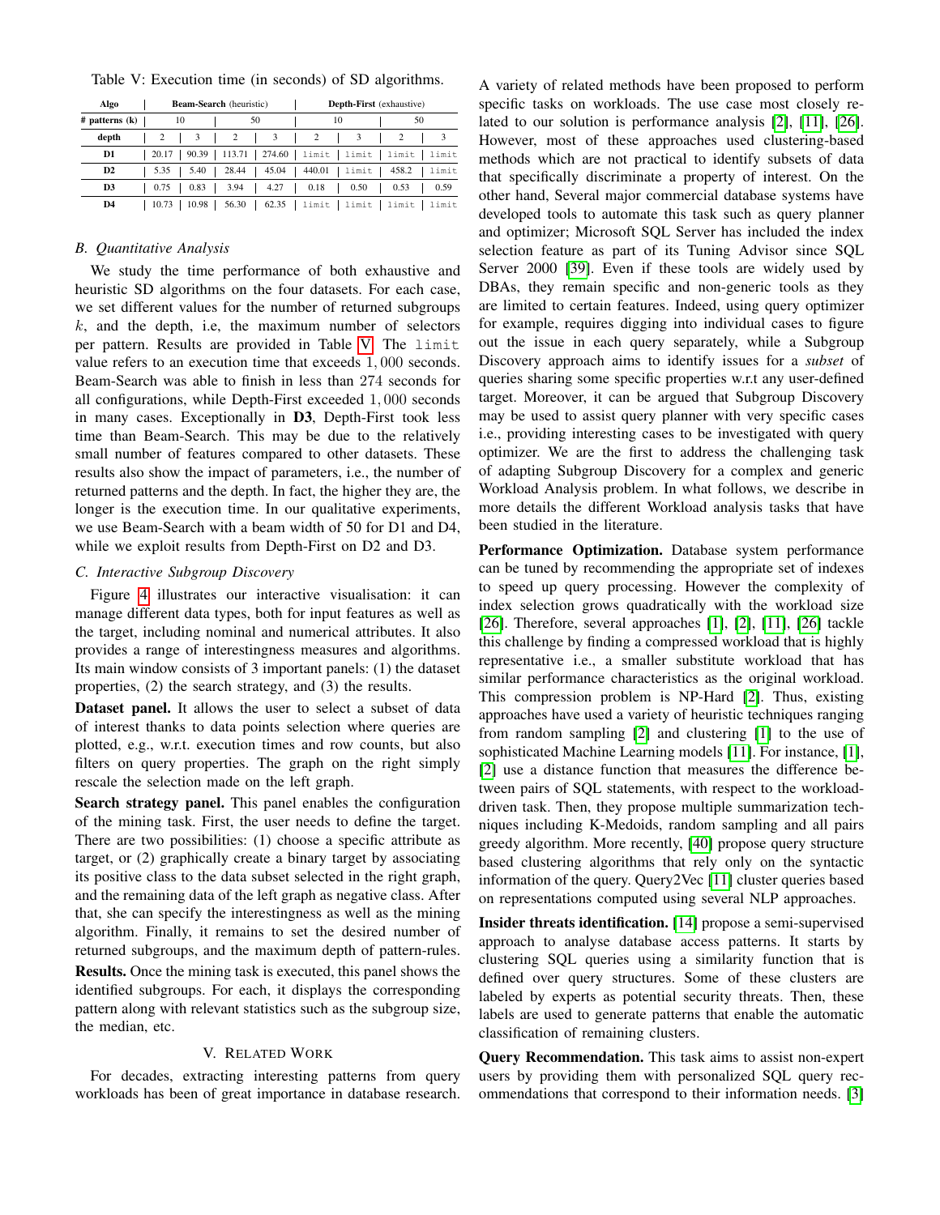Table V: Execution time (in seconds) of SD algorithms.

| Algo | Beam-Search (heuristic) | | | | Depth-First (exhaustive) | | | |
|---|---|---|---|---|---|---|---|---|
| # patterns (k) | 10 | | 50 | | 10 | | 50 | |
| depth | 2 | 3 | 2 | 3 | 2 | 3 | 2 | 3 |
| D1 | 20.17 | 90.39 | 113.71 | 274.60 | limit | limit | limit | limit |
| D2 | 5.35 | 5.40 | 28.44 | 45.04 | 440.01 | limit | 458.2 | limit |
| D3 | 0.75 | 0.83 | 3.94 | 4.27 | 0.18 | 0.50 | 0.53 | 0.59 |
| D4 | 10.73 | 10.98 | 56.30 | 62.35 | limit | limit | limit | limit |

### B. Quantitative Analysis

We study the time performance of both exhaustive and heuristic SD algorithms on the four datasets. For each case, we set different values for the number of returned subgroups $k$, and the depth, i.e, the maximum number of selectors per pattern. Results are provided in Table V. The `limit` value refers to an execution time that exceeds $1,000$ seconds. Beam-Search was able to finish in less than $274$ seconds for all configurations, while Depth-First exceeded $1,000$ seconds in many cases. Exceptionally in **D3**, Depth-First took less time than Beam-Search. This may be due to the relatively small number of features compared to other datasets. These results also show the impact of parameters, i.e., the number of returned patterns and the depth. In fact, the higher they are, the longer is the execution time. In our qualitative experiments, we use Beam-Search with a beam width of 50 for D1 and D4, while we exploit results from Depth-First on D2 and D3.

### C. Interactive Subgroup Discovery

Figure 4 illustrates our interactive visualisation: it can manage different data types, both for input features as well as the target, including nominal and numerical attributes. It also provides a range of interestingness measures and algorithms. Its main window consists of 3 important panels: (1) the dataset properties, (2) the search strategy, and (3) the results.

**Dataset panel.** It allows the user to select a subset of data of interest thanks to data points selection where queries are plotted, e.g., w.r.t. execution times and row counts, but also filters on query properties. The graph on the right simply rescale the selection made on the left graph.

**Search strategy panel.** This panel enables the configuration of the mining task. First, the user needs to define the target. There are two possibilities: (1) choose a specific attribute as target, or (2) graphically create a binary target by associating its positive class to the data subset selected in the right graph, and the remaining data of the left graph as negative class. After that, she can specify the interestingness as well as the mining algorithm. Finally, it remains to set the desired number of returned subgroups, and the maximum depth of pattern-rules.

**Results.** Once the mining task is executed, this panel shows the identified subgroups. For each, it displays the corresponding pattern along with relevant statistics such as the subgroup size, the median, etc.

## V. Related Work

For decades, extracting interesting patterns from query workloads has been of great importance in database research. A variety of related methods have been proposed to perform specific tasks on workloads. The use case most closely related to our solution is performance analysis [2], [11], [26]. However, most of these approaches used clustering-based methods which are not practical to identify subsets of data that specifically discriminate a property of interest. On the other hand, Several major commercial database systems have developed tools to automate this task such as query planner and optimizer; Microsoft SQL Server has included the index selection feature as part of its Tuning Advisor since SQL Server 2000 [39]. Even if these tools are widely used by DBAs, they remain specific and non-generic tools as they are limited to certain features. Indeed, using query optimizer for example, requires digging into individual cases to figure out the issue in each query separately, while a Subgroup Discovery approach aims to identify issues for a *subset* of queries sharing some specific properties w.r.t any user-defined target. Moreover, it can be argued that Subgroup Discovery may be used to assist query planner with very specific cases i.e., providing interesting cases to be investigated with query optimizer. We are the first to address the challenging task of adapting Subgroup Discovery for a complex and generic Workload Analysis problem. In what follows, we describe in more details the different Workload analysis tasks that have been studied in the literature.

**Performance Optimization.** Database system performance can be tuned by recommending the appropriate set of indexes to speed up query processing. However the complexity of index selection grows quadratically with the workload size [26]. Therefore, several approaches [1], [2], [11], [26] tackle this challenge by finding a compressed workload that is highly representative i.e., a smaller substitute workload that has similar performance characteristics as the original workload. This compression problem is NP-Hard [2]. Thus, existing approaches have used a variety of heuristic techniques ranging from random sampling [2] and clustering [1] to the use of sophisticated Machine Learning models [11]. For instance, [1], [2] use a distance function that measures the difference between pairs of SQL statements, with respect to the workload-driven task. Then, they propose multiple summarization techniques including K-Medoids, random sampling and all pairs greedy algorithm. More recently, [40] propose query structure based clustering algorithms that rely only on the syntactic information of the query. Query2Vec [11] cluster queries based on representations computed using several NLP approaches.

**Insider threats identification.** [14] propose a semi-supervised approach to analyse database access patterns. It starts by clustering SQL queries using a similarity function that is defined over query structures. Some of these clusters are labeled by experts as potential security threats. Then, these labels are used to generate patterns that enable the automatic classification of remaining clusters.

**Query Recommendation.** This task aims to assist non-expert users by providing them with personalized SQL query recommendations that correspond to their information needs. [3]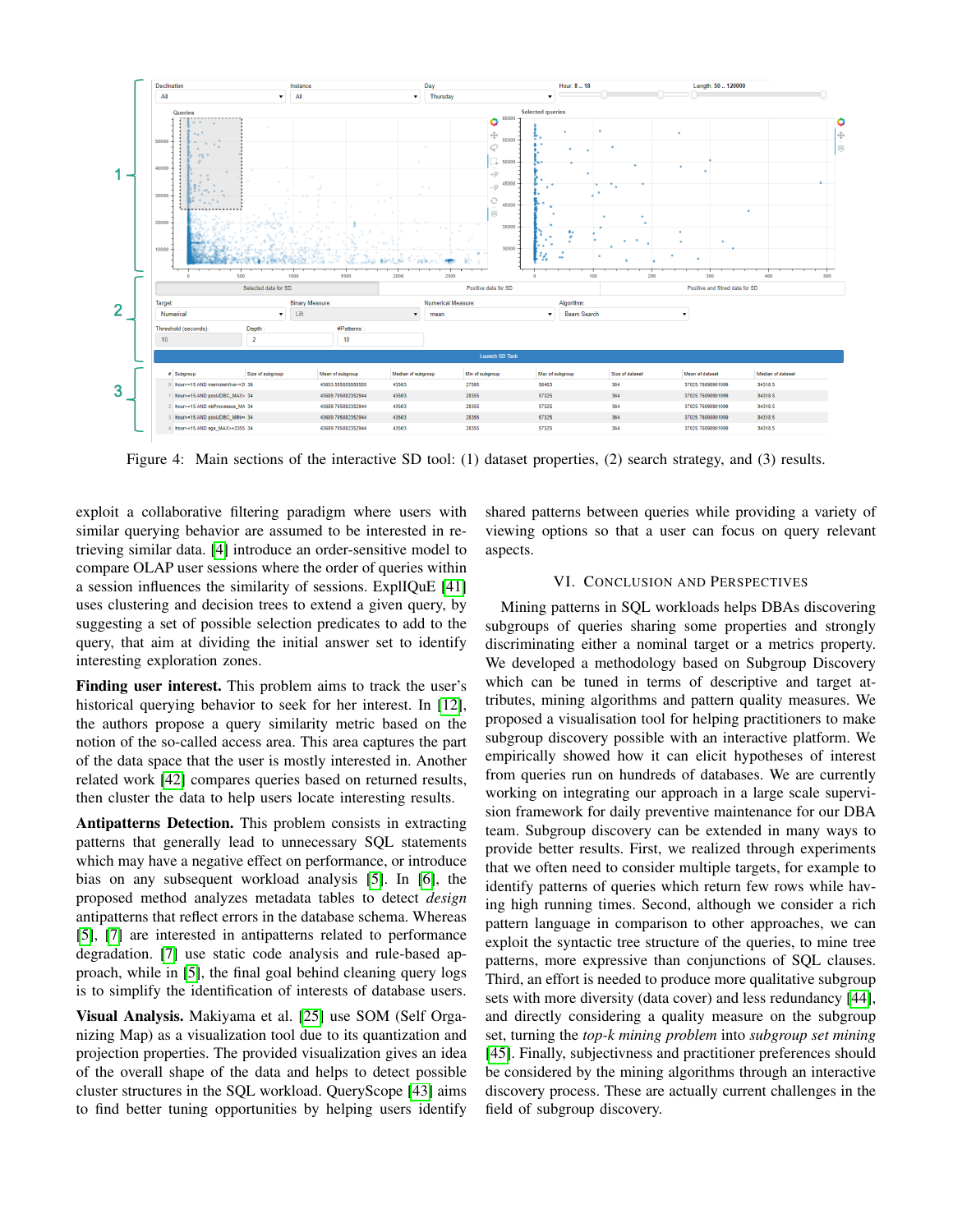Figure 4: Main sections of the interactive SD tool: (1) dataset properties, (2) search strategy, and (3) results.

exploit a collaborative filtering paradigm where users with similar querying behavior are assumed to be interested in retrieving similar data. [4] introduce an order-sensitive model to compare OLAP user sessions where the order of queries within a session influences the similarity of sessions. ExplIQuE [41] uses clustering and decision trees to extend a given query, by suggesting a set of possible selection predicates to add to the query, that aim at dividing the initial answer set to identify interesting exploration zones.

**Finding user interest.** This problem aims to track the user's historical querying behavior to seek for her interest. In [12], the authors propose a query similarity metric based on the notion of the so-called access area. This area captures the part of the data space that the user is mostly interested in. Another related work [42] compares queries based on returned results, then cluster the data to help users locate interesting results.

**Antipatterns Detection.** This problem consists in extracting patterns that generally lead to unnecessary SQL statements which may have a negative effect on performance, or introduce bias on any subsequent workload analysis [5]. In [6], the proposed method analyzes metadata tables to detect *design* antipatterns that reflect errors in the database schema. Whereas [5], [7] are interested in antipatterns related to performance degradation. [7] use static code analysis and rule-based approach, while in [5], the final goal behind cleaning query logs is to simplify the identification of interests of database users.

**Visual Analysis.** Makiyama et al. [25] use SOM (Self Organizing Map) as a visualization tool due to its quantization and projection properties. The provided visualization gives an idea of the overall shape of the data and helps to detect possible cluster structures in the SQL workload. QueryScope [43] aims to find better tuning opportunities by helping users identify shared patterns between queries while providing a variety of viewing options so that a user can focus on query relevant aspects.

## VI. Conclusion and Perspectives

Mining patterns in SQL workloads helps DBAs discovering subgroups of queries sharing some properties and strongly discriminating either a nominal target or a metrics property. We developed a methodology based on Subgroup Discovery which can be tuned in terms of descriptive and target attributes, mining algorithms and pattern quality measures. We proposed a visualization tool for helping practitioners to make subgroup discovery possible with an interactive platform. We empirically showed how it can elicit hypotheses of interest from queries run on hundreds of databases. We are currently working on integrating our approach in a large scale supervision framework for daily preventive maintenance for our DBA team. Subgroup discovery can be extended in many ways to provide better results. First, we realized through experiments that we often need to consider multiple targets, for example to identify patterns of queries which return few rows while having high running times. Second, although we consider a rich pattern language in comparison to other approaches, we can exploit the syntactic tree structure of the queries, to mine tree patterns, more expressive than conjunctions of SQL clauses. Third, an effort is needed to produce more qualitative subgroup sets with more diversity (data cover) and less redundancy [44], and directly considering a quality measure on the subgroup set, turning the *top-k mining problem* into *subgroup set mining* [45]. Finally, subjectivness and practitioner preferences should be considered by the mining algorithms through an interactive discovery process. These are actually current challenges in the field of subgroup discovery.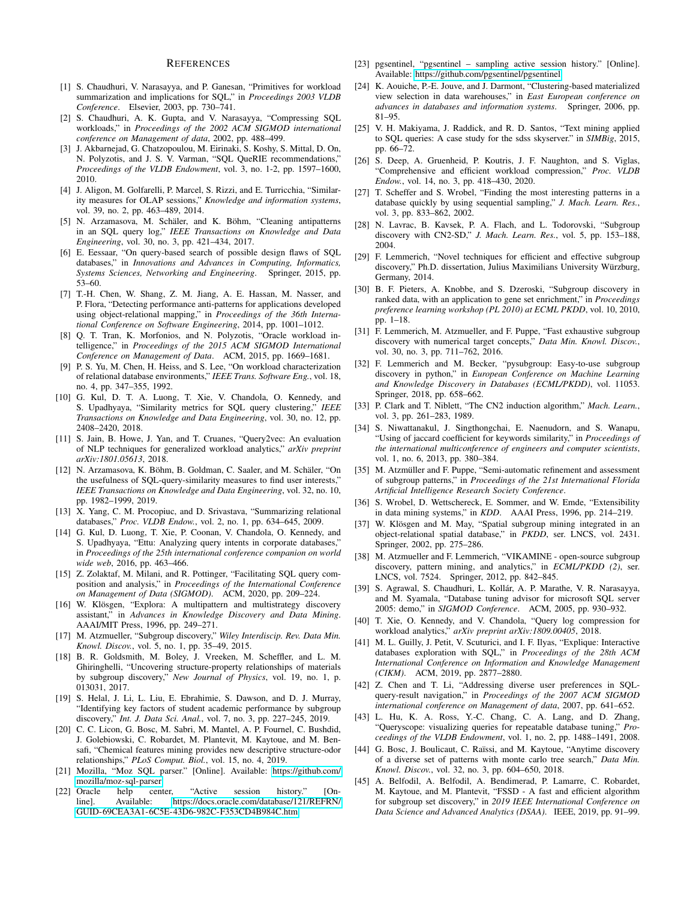# References

[1] S. Chaudhuri, V. Narasayya, and P. Ganesan, "Primitives for workload summarization and implications for SQL," in *Proceedings 2003 VLDB Conference*. Elsevier, 2003, pp. 730–741.

[2] S. Chaudhuri, A. K. Gupta, and V. Narasayya, "Compressing SQL workloads," in *Proceedings of the 2002 ACM SIGMOD international conference on Management of data*, 2002, pp. 488–499.

[3] J. Akbarnejad, G. Chatzopoulou, M. Eirinaki, S. Koshy, S. Mittal, D. On, N. Polyzotis, and J. S. V. Varman, "SQL QueRIE recommendations," *Proceedings of the VLDB Endowment*, vol. 3, no. 1-2, pp. 1597–1600, 2010.

[4] J. Aligon, M. Golfarelli, P. Marcel, S. Rizzi, and E. Turricchia, "Similarity measures for OLAP sessions," *Knowledge and information systems*, vol. 39, no. 2, pp. 463–489, 2014.

[5] N. Arzamasova, M. Schäler, and K. Böhm, "Cleaning antipatterns in an SQL query log," *IEEE Transactions on Knowledge and Data Engineering*, vol. 30, no. 3, pp. 421–434, 2017.

[6] E. Eessaar, "On query-based search of possible design flaws of SQL databases," in *Innovations and Advances in Computing, Informatics, Systems Sciences, Networking and Engineering*. Springer, 2015, pp. 53–60.

[7] T.-H. Chen, W. Shang, Z. M. Jiang, A. E. Hassan, M. Nasser, and P. Flora, "Detecting performance anti-patterns for applications developed using object-relational mapping," in *Proceedings of the 36th International Conference on Software Engineering*, 2014, pp. 1001–1012.

[8] Q. T. Tran, K. Morfonios, and N. Polyzotis, "Oracle workload intelligence," in *Proceedings of the 2015 ACM SIGMOD International Conference on Management of Data*. ACM, 2015, pp. 1669–1681.

[9] P. S. Yu, M. Chen, H. Heiss, and S. Lee, "On workload characterization of relational database environments," *IEEE Trans. Software Eng.*, vol. 18, no. 4, pp. 347–355, 1992.

[10] G. Kul, D. T. A. Luong, T. Xie, V. Chandola, O. Kennedy, and S. Upadhyaya, "Similarity metrics for SQL query clustering," *IEEE Transactions on Knowledge and Data Engineering*, vol. 30, no. 12, pp. 2408–2420, 2018.

[11] S. Jain, B. Howe, J. Yan, and T. Cruanes, "Query2vec: An evaluation of NLP techniques for generalized workload analytics," *arXiv preprint arXiv:1801.05613*, 2018.

[12] N. Arzamasova, K. Böhm, B. Goldman, C. Saaler, and M. Schäler, "On the usefulness of SQL-query-similarity measures to find user interests," *IEEE Transactions on Knowledge and Data Engineering*, vol. 32, no. 10, pp. 1982–1999, 2019.

[13] X. Yang, C. M. Procopiuc, and D. Srivastava, "Summarizing relational databases," *Proc. VLDB Endow.*, vol. 2, no. 1, pp. 634–645, 2009.

[14] G. Kul, D. Luong, T. Xie, P. Coonan, V. Chandola, O. Kennedy, and S. Upadhyaya, "Ettu: Analyzing query intents in corporate databases," in *Proceedings of the 25th international conference companion on world wide web*, 2016, pp. 463–466.

[15] Z. Zolaktaf, M. Milani, and R. Pottinger, "Facilitating SQL query composition and analysis," in *Proceedings of the International Conference on Management of Data (SIGMOD)*. ACM, 2020, pp. 209–224.

[16] W. Klösgen, "Explora: A multipattern and multistrategy discovery assistant," in *Advances in Knowledge Discovery and Data Mining*. AAAI/MIT Press, 1996, pp. 249–271.

[17] M. Atzmueller, "Subgroup discovery," *Wiley Interdiscip. Rev. Data Min. Knowl. Discov.*, vol. 5, no. 1, pp. 35–49, 2015.

[18] B. R. Goldsmith, M. Boley, J. Vreeken, M. Scheffler, and L. M. Ghiringhelli, "Uncovering structure-property relationships of materials by subgroup discovery," *New Journal of Physics*, vol. 19, no. 1, p. 013031, 2017.

[19] S. Helal, J. Li, L. Liu, E. Ebrahimie, S. Dawson, and D. J. Murray, "Identifying key factors of student academic performance by subgroup discovery," *Int. J. Data Sci. Anal.*, vol. 7, no. 3, pp. 227–245, 2019.

[20] C. C. Licon, G. Bosc, M. Sabri, M. Mantel, A. P. Fournel, C. Bushdid, J. Golebiowski, C. Robardet, M. Plantevit, M. Kaytoue, and M. Bensafi, "Chemical features mining provides new descriptive structure-odor relationships," *PLoS Comput. Biol.*, vol. 15, no. 4, 2019.

[21] Mozilla, "Moz SQL parser." [Online]. Available: https://github.com/mozilla/moz-sql-parser

[22] Oracle help center, "Active session history." [Online]. Available: https://docs.oracle.com/database/121/REFRN/GUID-69CEA3A1-6C5E-43D6-982C-F353CD4B984C.htm

[23] pgsentinel, "pgsentinel – sampling active session history." [Online]. Available: https://github.com/pgsentinel/pgsentinel

[24] K. Aouiche, P.-E. Jouve, and J. Darmont, "Clustering-based materialized view selection in data warehouses," in *East European conference on advances in databases and information systems*. Springer, 2006, pp. 81–95.

[25] V. H. Makiyama, J. Raddick, and R. D. Santos, "Text mining applied to SQL queries: A case study for the sdss skyserver." in *SIMBig*, 2015, pp. 66–72.

[26] S. Deep, A. Gruenheid, P. Koutris, J. F. Naughton, and S. Viglas, "Comprehensive and efficient workload compression," *Proc. VLDB Endow.*, vol. 14, no. 3, pp. 418–430, 2020.

[27] T. Scheffer and S. Wrobel, "Finding the most interesting patterns in a database quickly by using sequential sampling," *J. Mach. Learn. Res.*, vol. 3, pp. 833–862, 2002.

[28] N. Lavrac, B. Kavsek, P. A. Flach, and L. Todorovski, "Subgroup discovery with CN2-SD," *J. Mach. Learn. Res.*, vol. 5, pp. 153–188, 2004.

[29] F. Lemmerich, "Novel techniques for efficient and effective subgroup discovery," Ph.D. dissertation, Julius Maximilians University Würzburg, Germany, 2014.

[30] B. F. Pieters, A. Knobbe, and S. Dzeroski, "Subgroup discovery in ranked data, with an application to gene set enrichment," in *Proceedings preference learning workshop (PL 2010) at ECML PKDD*, vol. 10, 2010, pp. 1–18.

[31] F. Lemmerich, M. Atzmueller, and F. Puppe, "Fast exhaustive subgroup discovery with numerical target concepts," *Data Min. Knowl. Discov.*, vol. 30, no. 3, pp. 711–762, 2016.

[32] F. Lemmerich and M. Becker, "pysubgroup: Easy-to-use subgroup discovery in python," in *European Conference on Machine Learning and Knowledge Discovery in Databases (ECML/PKDD)*, vol. 11053. Springer, 2018, pp. 658–662.

[33] P. Clark and T. Niblett, "The CN2 induction algorithm," *Mach. Learn.*, vol. 3, pp. 261–283, 1989.

[34] S. Niwattanakul, J. Singthongchai, E. Naenudorn, and S. Wanapu, "Using of jaccard coefficient for keywords similarity," in *Proceedings of the international multiconference of engineers and computer scientists*, vol. 1, no. 6, 2013, pp. 380–384.

[35] M. Atzmüller and F. Puppe, "Semi-automatic refinement and assessment of subgroup patterns," in *Proceedings of the 21st International Florida Artificial Intelligence Research Society Conference*.

[36] S. Wrobel, D. Wettschereck, E. Sommer, and W. Emde, "Extensibility in data mining systems," in *KDD*. AAAI Press, 1996, pp. 214–219.

[37] W. Klösgen and M. May, "Spatial subgroup mining integrated in an object-relational spatial database," in *PKDD*, ser. LNCS, vol. 2431. Springer, 2002, pp. 275–286.

[38] M. Atzmueller and F. Lemmerich, "VIKAMINE - open-source subgroup discovery, pattern mining, and analytics," in *ECML/PKDD (2)*, ser. LNCS, vol. 7524. Springer, 2012, pp. 842–845.

[39] S. Agrawal, S. Chaudhuri, L. Kollár, A. P. Marathe, V. R. Narasayya, and M. Syamala, "Database tuning advisor for microsoft SQL server 2005: demo," in *SIGMOD Conference*. ACM, 2005, pp. 930–932.

[40] T. Xie, O. Kennedy, and V. Chandola, "Query log compression for workload analytics," *arXiv preprint arXiv:1809.00405*, 2018.

[41] M. L. Guilly, J. Petit, V. Scuturici, and I. F. Ilyas, "Explique: Interactive databases exploration with SQL," in *Proceedings of the 28th ACM International Conference on Information and Knowledge Management (CIKM)*. ACM, 2019, pp. 2877–2880.

[42] Z. Chen and T. Li, "Addressing diverse user preferences in SQL-query-result navigation," in *Proceedings of the 2007 ACM SIGMOD international conference on Management of data*, 2007, pp. 641–652.

[43] L. Hu, K. A. Ross, Y.-C. Chang, C. A. Lang, and D. Zhang, "Queryscope: visualizing queries for repeatable database tuning," *Proceedings of the VLDB Endowment*, vol. 1, no. 2, pp. 1488–1491, 2008.

[44] G. Bosc, J. Boulicaut, C. Raïssi, and M. Kaytoue, "Anytime discovery of a diverse set of patterns with monte carlo tree search," *Data Min. Knowl. Discov.*, vol. 32, no. 3, pp. 604–650, 2018.

[45] A. Belfodil, A. Belfodil, A. Bendimerad, P. Lamarre, C. Robardet, M. Kaytoue, and M. Plantevit, "FSSD - A fast and efficient algorithm for subgroup set discovery," in *2019 IEEE International Conference on Data Science and Advanced Analytics (DSAA)*. IEEE, 2019, pp. 91–99.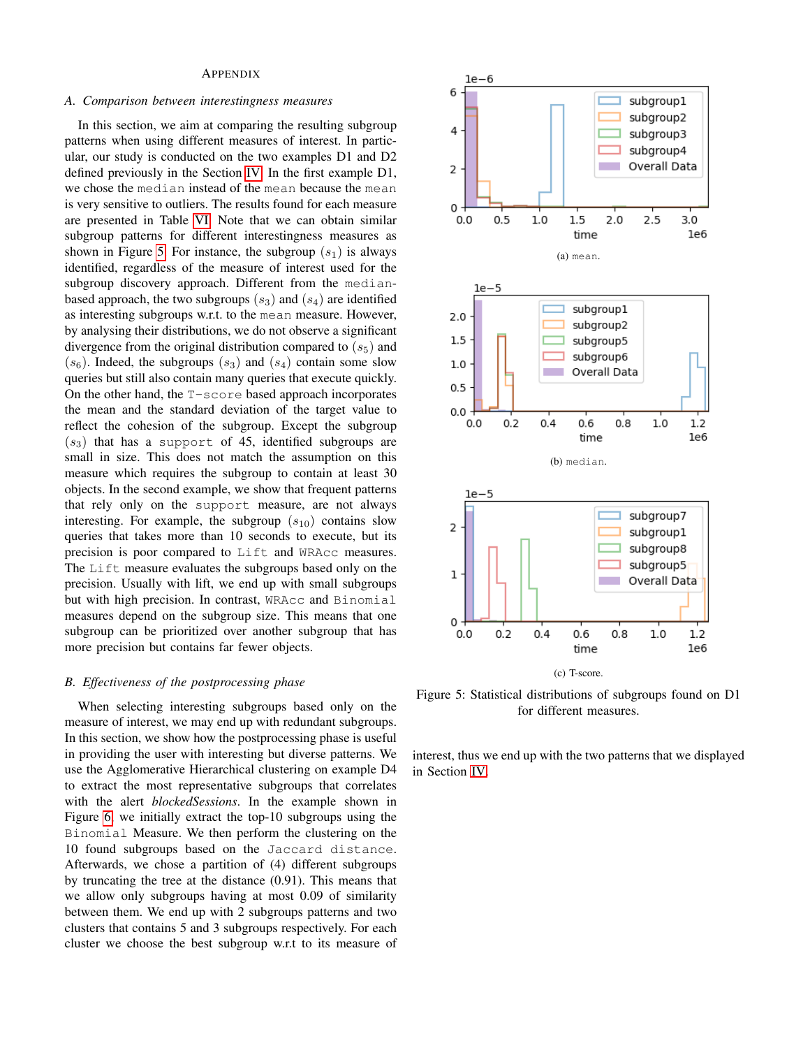## APPENDIX

### A. Comparison between interestingness measures

In this section, we aim at comparing the resulting subgroup patterns when using different measures of interest. In particular, our study is conducted on the two examples D1 and D2 defined previously in the Section IV. In the first example D1, we chose the `median` instead of the `mean` because the `mean` is very sensitive to outliers. The results found for each measure are presented in Table VI. Note that we can obtain similar subgroup patterns for different interestingness measures as shown in Figure 5. For instance, the subgroup $(s_1)$ is always identified, regardless of the measure of interest used for the subgroup discovery approach. Different from the `median`-based approach, the two subgroups $(s_3)$ and $(s_4)$ are identified as interesting subgroups w.r.t. to the `mean` measure. However, by analysing their distributions, we do not observe a significant divergence from the original distribution compared to $(s_5)$ and $(s_6)$. Indeed, the subgroups $(s_3)$ and $(s_4)$ contain some slow queries but still also contain many queries that execute quickly. On the other hand, the `T-score` based approach incorporates the mean and the standard deviation of the target value to reflect the cohesion of the subgroup. Except the subgroup $(s_3)$ that has a `support` of 45, identified subgroups are small in size. This does not match the assumption on this measure which requires the subgroup to contain at least 30 objects. In the second example, we show that frequent patterns that rely only on the `support` measure, are not always interesting. For example, the subgroup $(s_{10})$ contains slow queries that takes more than 10 seconds to execute, but its precision is poor compared to `Lift` and `WRAcc` measures. The `Lift` measure evaluates the subgroups based only on the precision. Usually with lift, we end up with small subgroups but with high precision. In contrast, `WRAcc` and `Binomial` measures depend on the subgroup size. This means that one subgroup can be prioritized over another subgroup that has more precision but contains far fewer objects.

### B. Effectiveness of the postprocessing phase

When selecting interesting subgroups based only on the measure of interest, we may end up with redundant subgroups. In this section, we show how the postprocessing phase is useful in providing the user with interesting but diverse patterns. We use the Agglomerative Hierarchical clustering on example D4 to extract the most representative subgroups that correlates with the alert *blockedSessions*. In the example shown in Figure 6 we initially extract the top-10 subgroups using the `Binomial` Measure. We then perform the clustering on the 10 found subgroups based on the `Jaccard distance`. Afterwards, we chose a partition of (4) different subgroups by truncating the tree at the distance (0.91). This means that we allow only subgroups having at most 0.09 of similarity between them. We end up with 2 subgroups patterns and two clusters that contains 5 and 3 subgroups respectively. For each cluster we choose the best subgroup w.r.t to its measure of interest, thus we end up with the two patterns that we displayed in Section IV.

(a) `mean`.

(b) `median`.

(c) T-score.

Figure 5: Statistical distributions of subgroups found on D1 for different measures.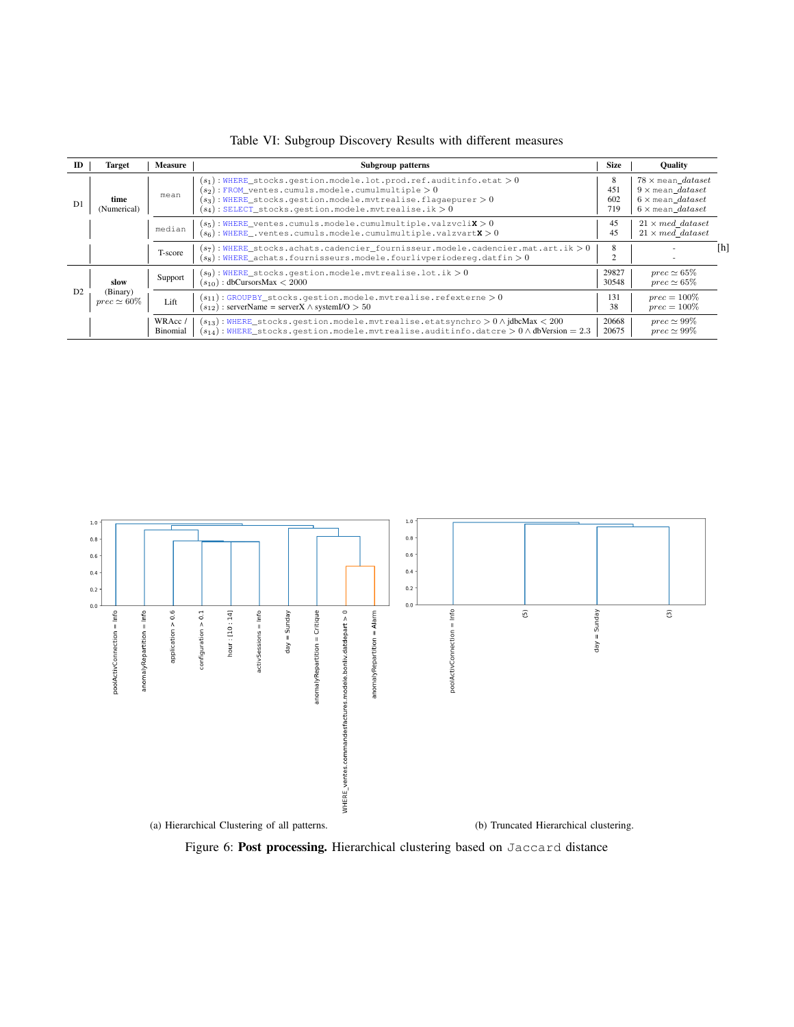Table VI: Subgroup Discovery Results with different measures

| ID | Target | Measure | Subgroup patterns | Size | Quality |
|---|---|---|---|---|---|
| D1 | **time** (Numerical) | mean | $(s_1)$ : WHERE_stocks.gestion.modele.lot.prod.ref.auditinfo.etat $> 0$ | 8 | $78 \times$ mean_$dataset$ |
| | | | $(s_2)$ : FROM_ventes.cumuls.modele.cumulmultiple $> 0$ | 451 | $9 \times$ mean_$dataset$ |
| | | | $(s_3)$ : WHERE_stocks.gestion.modele.mvtrealise.flagaepurer $> 0$ | 602 | $6 \times$ mean_$dataset$ |
| | | | $(s_4)$ : SELECT_stocks.gestion.modele.mvtrealise.ik $> 0$ | 719 | $6 \times$ mean_$dataset$ |
| | | median | $(s_5)$ : WHERE_ventes.cumuls.modele.cumulmultiple.valzvcli**X** $> 0$ | 45 | $21 \times$ $med\_dataset$ |
| | | | $(s_6)$ : WHERE_.ventes.cumuls.modele.cumulmultiple.valzvart**X** $> 0$ | 45 | $21 \times$ $med\_dataset$ |
| | | T-score | $(s_7)$ : WHERE_stocks.achats.cadencier_fournisseur.modele.cadencier.mat.art.ik $> 0$ | 8 | - |
| | | | $(s_8)$ : WHERE_achats.fournisseurs.modele.fourlivperiodereg.datfin $> 0$ | 2 | - |
| D2 | **slow** (Binary) $prec \simeq 60\%$ | Support | $(s_9)$ : WHERE_stocks.gestion.modele.mvtrealise.lot.ik $> 0$ | 29827 | $prec \simeq 65\%$ |
| | | | $(s_{10})$ : dbCursorsMax $< 2000$ | 30548 | $prec \simeq 65\%$ |
| | | Lift | $(s_{11})$ : GROUPBY_stocks.gestion.modele.mvtrealise.refexterne $> 0$ | 131 | $prec = 100\%$ |
| | | | $(s_{12})$ : serverName = serverX $\wedge$ systemI/O $> 50$ | 38 | $prec = 100\%$ |
| | | WRAcc / Binomial | $(s_{13})$ : WHERE_stocks.gestion.modele.mvtrealise.etatsynchro $> 0 \wedge$ jdbcMax $< 200$ | 20668 | $prec \simeq 99\%$ |
| | | | $(s_{14})$ : WHERE_stocks.gestion.modele.mvtrealise.auditinfo.datcre $> 0 \wedge$ dbVersion $= 2.3$ | 20675 | $prec \simeq 99\%$ |

[h]

1.0
0.8
0.6
0.4
0.2
0.0
poolActivConnection = Info
anomalyRepartition = Info
application > 0.6
configuration > 0.1
hour : [10 : 14]
activSessions = Info
day = Sunday
anomalyRepartition = Critique
WHERE_ventes.commandesfactures.modele.bonliv.datdepart > 0
anomalyRepartition = Alarm

(a) Hierarchical Clustering of all patterns.

1.0
0.8
0.6
0.4
0.2
0.0
poolActivConnection = Info
(5)
day = Sunday
(3)

(b) Truncated Hierarchical clustering.

Figure 6: **Post processing.** Hierarchical clustering based on Jaccard distance